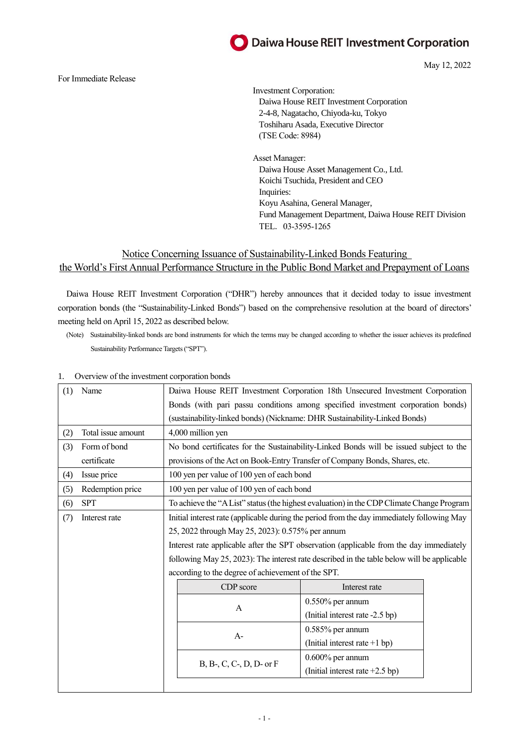Daiwa House REIT Investment Corporation

May 12, 2022

For Immediate Release

Investment Corporation:
Daiwa House REIT Investment Corporation
2-4-8, Nagatacho, Chiyoda-ku, Tokyo
Toshiharu Asada, Executive Director
(TSE Code: 8984)

Asset Manager:
Daiwa House Asset Management Co., Ltd.
Koichi Tsuchida, President and CEO
Inquiries:
Koyu Asahina, General Manager,
Fund Management Department, Daiwa House REIT Division
TEL. 03-3595-1265

## Notice Concerning Issuance of Sustainability-Linked Bonds Featuring the World's First Annual Performance Structure in the Public Bond Market and Prepayment of Loans

Daiwa House REIT Investment Corporation ("DHR") hereby announces that it decided today to issue investment corporation bonds (the "Sustainability-Linked Bonds") based on the comprehensive resolution at the board of directors' meeting held on April 15, 2022 as described below.

(Note) Sustainability-linked bonds are bond instruments for which the terms may be changed according to whether the issuer achieves its predefined Sustainability Performance Targets ("SPT").

1. Overview of the investment corporation bonds

| | |
|---|---|
| (1) Name | Daiwa House REIT Investment Corporation 18th Unsecured Investment Corporation Bonds (with pari passu conditions among specified investment corporation bonds) (sustainability-linked bonds) (Nickname: DHR Sustainability-Linked Bonds) |
| (2) Total issue amount | 4,000 million yen |
| (3) Form of bond certificate | No bond certificates for the Sustainability-Linked Bonds will be issued subject to the provisions of the Act on Book-Entry Transfer of Company Bonds, Shares, etc. |
| (4) Issue price | 100 yen per value of 100 yen of each bond |
| (5) Redemption price | 100 yen per value of 100 yen of each bond |
| (6) SPT | To achieve the "A List" status (the highest evaluation) in the CDP Climate Change Program |
| (7) Interest rate | Initial interest rate (applicable during the period from the day immediately following May 25, 2022 through May 25, 2023): 0.575% per annum<br>Interest rate applicable after the SPT observation (applicable from the day immediately following May 25, 2023): The interest rate described in the table below will be applicable according to the degree of achievement of the SPT. |

| CDP score | Interest rate |
|---|---|
| A | 0.550% per annum<br>(Initial interest rate -2.5 bp) |
| A- | 0.585% per annum<br>(Initial interest rate +1 bp) |
| B, B-, C, C-, D, D- or F | 0.600% per annum<br>(Initial interest rate +2.5 bp) |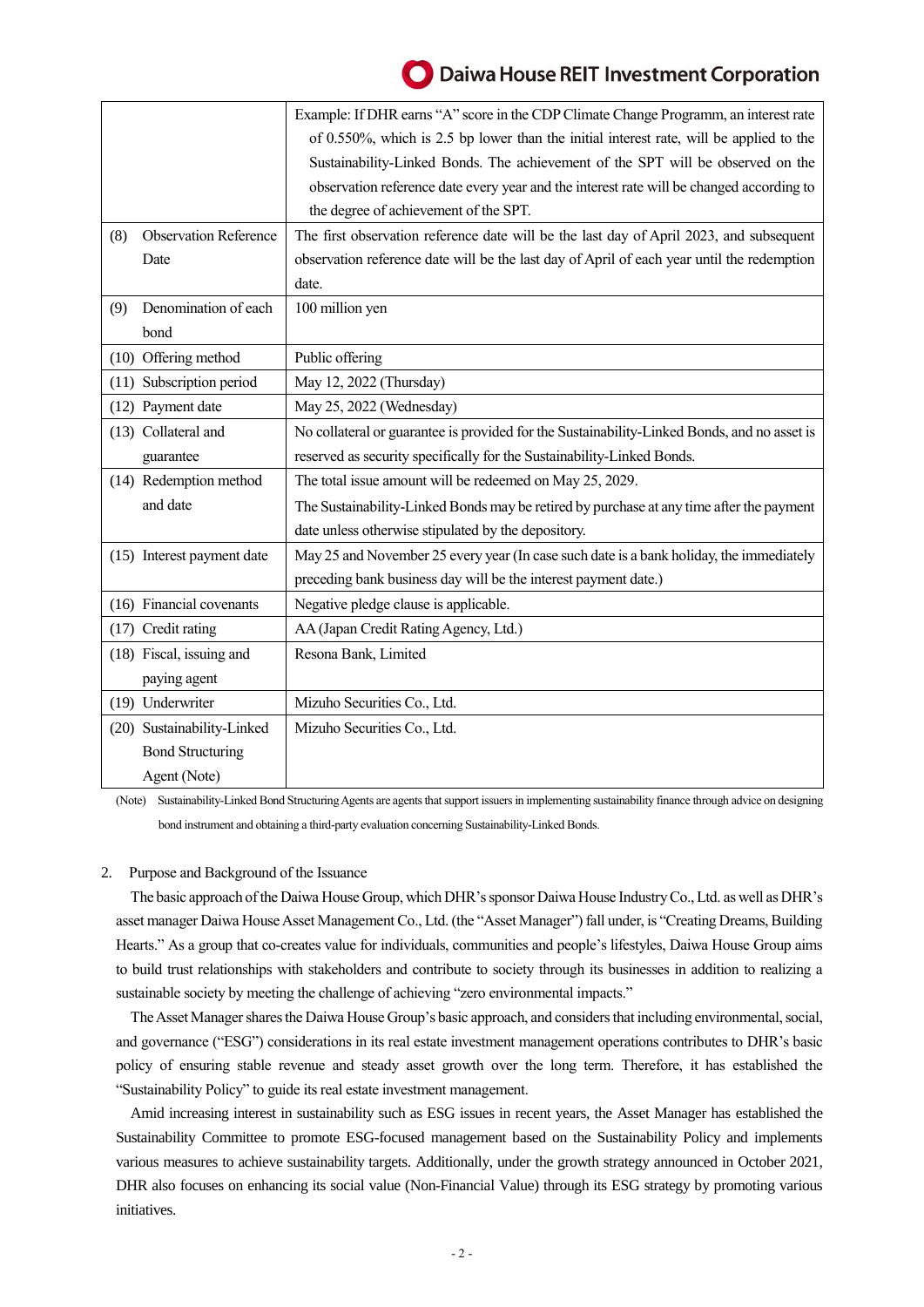| | |
|---|---|
| | Example: If DHR earns “A” score in the CDP Climate Change Programm, an interest rate of 0.550%, which is 2.5 bp lower than the initial interest rate, will be applied to the Sustainability-Linked Bonds. The achievement of the SPT will be observed on the observation reference date every year and the interest rate will be changed according to the degree of achievement of the SPT. |
| (8) Observation Reference Date | The first observation reference date will be the last day of April 2023, and subsequent observation reference date will be the last day of April of each year until the redemption date. |
| (9) Denomination of each bond | 100 million yen |
| (10) Offering method | Public offering |
| (11) Subscription period | May 12, 2022 (Thursday) |
| (12) Payment date | May 25, 2022 (Wednesday) |
| (13) Collateral and guarantee | No collateral or guarantee is provided for the Sustainability-Linked Bonds, and no asset is reserved as security specifically for the Sustainability-Linked Bonds. |
| (14) Redemption method and date | The total issue amount will be redeemed on May 25, 2029.<br>The Sustainability-Linked Bonds may be retired by purchase at any time after the payment date unless otherwise stipulated by the depository. |
| (15) Interest payment date | May 25 and November 25 every year (In case such date is a bank holiday, the immediately preceding bank business day will be the interest payment date.) |
| (16) Financial covenants | Negative pledge clause is applicable. |
| (17) Credit rating | AA (Japan Credit Rating Agency, Ltd.) |
| (18) Fiscal, issuing and paying agent | Resona Bank, Limited |
| (19) Underwriter | Mizuho Securities Co., Ltd. |
| (20) Sustainability-Linked Bond Structuring Agent (Note) | Mizuho Securities Co., Ltd. |

(Note) Sustainability-Linked Bond Structuring Agents are agents that support issuers in implementing sustainability finance through advice on designing bond instrument and obtaining a third-party evaluation concerning Sustainability-Linked Bonds.

## 2. Purpose and Background of the Issuance

The basic approach of the Daiwa House Group, which DHR’s sponsor Daiwa House Industry Co., Ltd. as well as DHR’s asset manager Daiwa House Asset Management Co., Ltd. (the “Asset Manager”) fall under, is “Creating Dreams, Building Hearts.” As a group that co-creates value for individuals, communities and people’s lifestyles, Daiwa House Group aims to build trust relationships with stakeholders and contribute to society through its businesses in addition to realizing a sustainable society by meeting the challenge of achieving “zero environmental impacts.”

The Asset Manager shares the Daiwa House Group’s basic approach, and considers that including environmental, social, and governance (“ESG”) considerations in its real estate investment management operations contributes to DHR’s basic policy of ensuring stable revenue and steady asset growth over the long term. Therefore, it has established the “Sustainability Policy” to guide its real estate investment management.

Amid increasing interest in sustainability such as ESG issues in recent years, the Asset Manager has established the Sustainability Committee to promote ESG-focused management based on the Sustainability Policy and implements various measures to achieve sustainability targets. Additionally, under the growth strategy announced in October 2021, DHR also focuses on enhancing its social value (Non-Financial Value) through its ESG strategy by promoting various initiatives.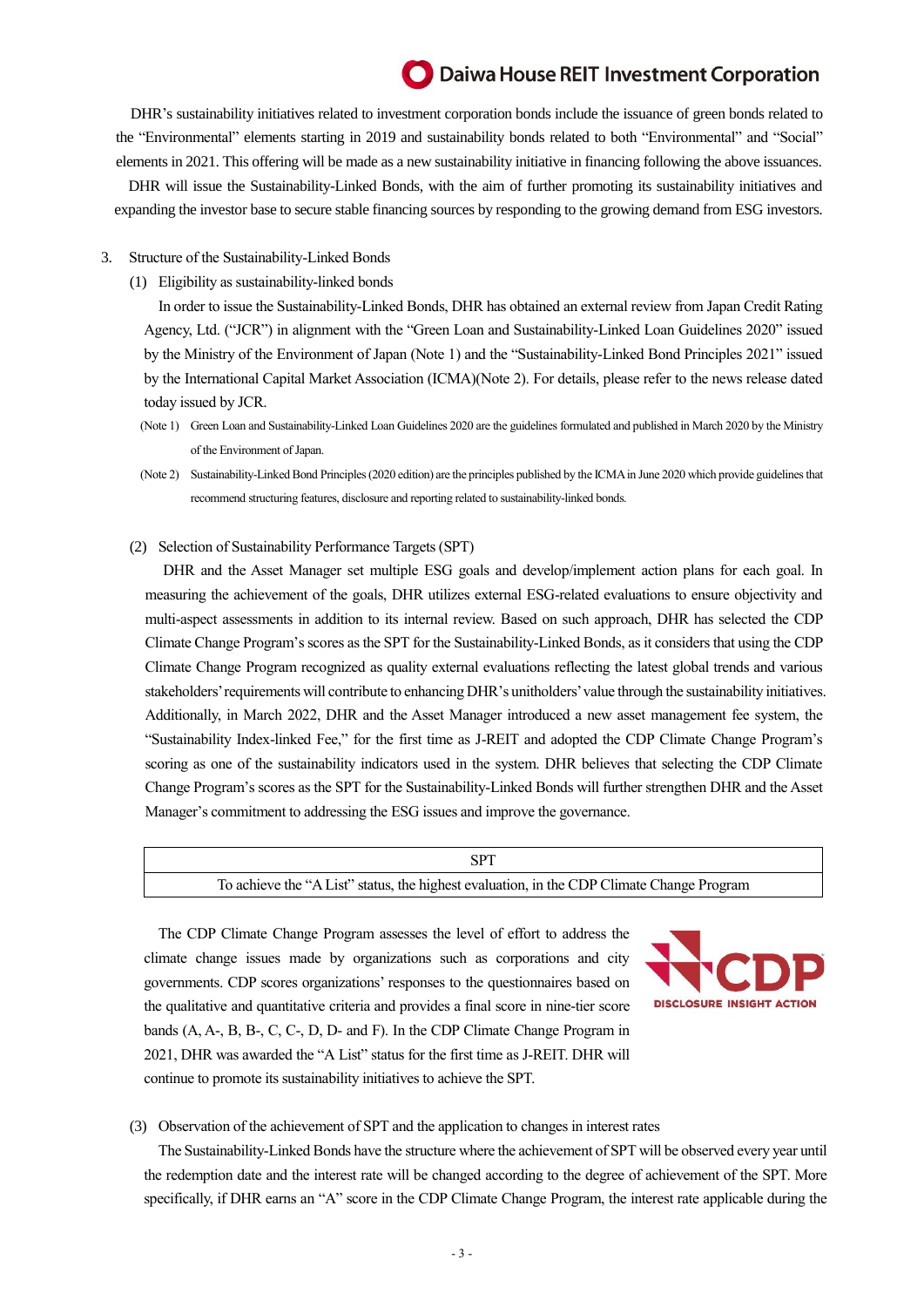DHR's sustainability initiatives related to investment corporation bonds include the issuance of green bonds related to the "Environmental" elements starting in 2019 and sustainability bonds related to both "Environmental" and "Social" elements in 2021. This offering will be made as a new sustainability initiative in financing following the above issuances.

DHR will issue the Sustainability-Linked Bonds, with the aim of further promoting its sustainability initiatives and expanding the investor base to secure stable financing sources by responding to the growing demand from ESG investors.

3. Structure of the Sustainability-Linked Bonds

(1) Eligibility as sustainability-linked bonds

In order to issue the Sustainability-Linked Bonds, DHR has obtained an external review from Japan Credit Rating Agency, Ltd. ("JCR") in alignment with the "Green Loan and Sustainability-Linked Loan Guidelines 2020" issued by the Ministry of the Environment of Japan (Note 1) and the "Sustainability-Linked Bond Principles 2021" issued by the International Capital Market Association (ICMA)(Note 2). For details, please refer to the news release dated today issued by JCR.

(Note 1) Green Loan and Sustainability-Linked Loan Guidelines 2020 are the guidelines formulated and published in March 2020 by the Ministry of the Environment of Japan.

(Note 2) Sustainability-Linked Bond Principles (2020 edition) are the principles published by the ICMA in June 2020 which provide guidelines that recommend structuring features, disclosure and reporting related to sustainability-linked bonds.

(2) Selection of Sustainability Performance Targets (SPT)

DHR and the Asset Manager set multiple ESG goals and develop/implement action plans for each goal. In measuring the achievement of the goals, DHR utilizes external ESG-related evaluations to ensure objectivity and multi-aspect assessments in addition to its internal review. Based on such approach, DHR has selected the CDP Climate Change Program's scores as the SPT for the Sustainability-Linked Bonds, as it considers that using the CDP Climate Change Program recognized as quality external evaluations reflecting the latest global trends and various stakeholders' requirements will contribute to enhancing DHR's unitholders' value through the sustainability initiatives. Additionally, in March 2022, DHR and the Asset Manager introduced a new asset management fee system, the "Sustainability Index-linked Fee," for the first time as J-REIT and adopted the CDP Climate Change Program's scoring as one of the sustainability indicators used in the system. DHR believes that selecting the CDP Climate Change Program's scores as the SPT for the Sustainability-Linked Bonds will further strengthen DHR and the Asset Manager's commitment to addressing the ESG issues and improve the governance.

| SPT |
|---|
| To achieve the "A List" status, the highest evaluation, in the CDP Climate Change Program |

The CDP Climate Change Program assesses the level of effort to address the climate change issues made by organizations such as corporations and city governments. CDP scores organizations' responses to the questionnaires based on the qualitative and quantitative criteria and provides a final score in nine-tier score bands (A, A-, B, B-, C, C-, D, D- and F). In the CDP Climate Change Program in 2021, DHR was awarded the "A List" status for the first time as J-REIT. DHR will continue to promote its sustainability initiatives to achieve the SPT.

(3) Observation of the achievement of SPT and the application to changes in interest rates

The Sustainability-Linked Bonds have the structure where the achievement of SPT will be observed every year until the redemption date and the interest rate will be changed according to the degree of achievement of the SPT. More specifically, if DHR earns an "A" score in the CDP Climate Change Program, the interest rate applicable during the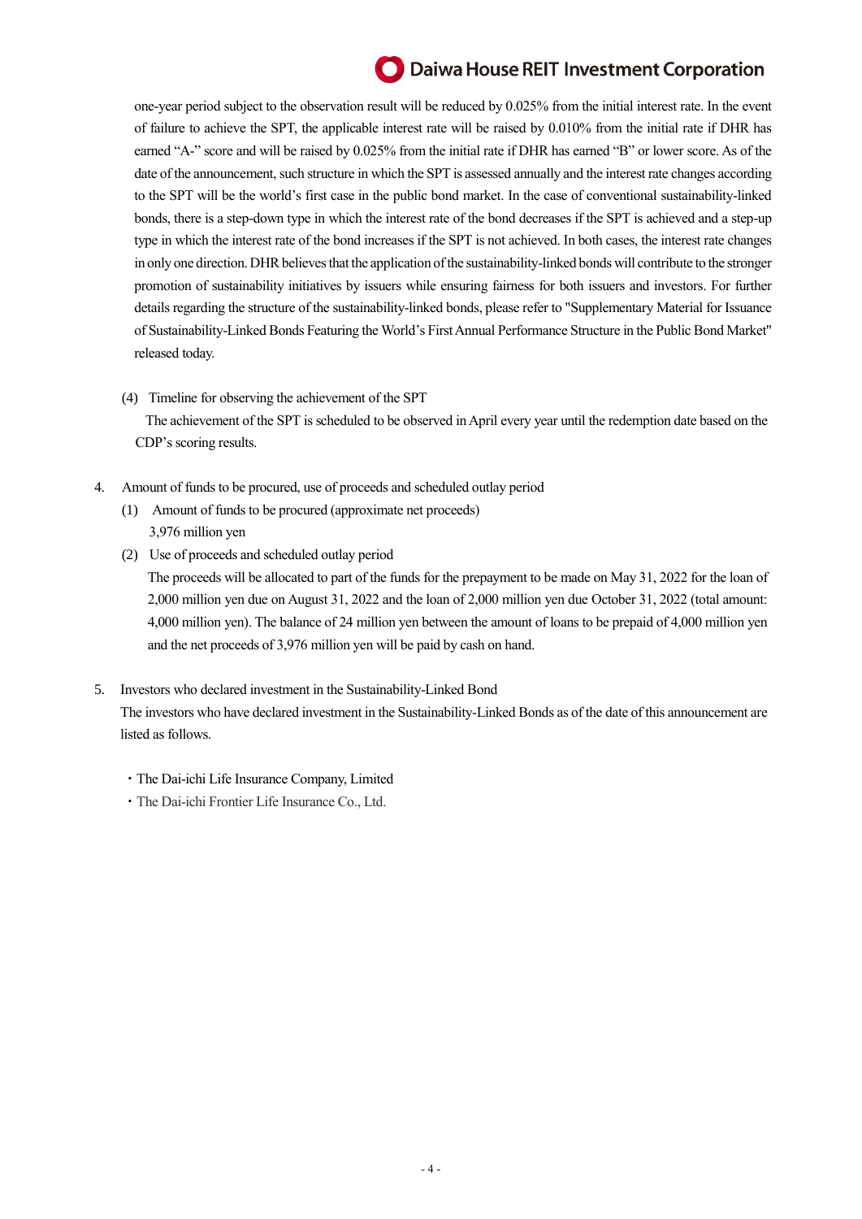one-year period subject to the observation result will be reduced by 0.025% from the initial interest rate. In the event of failure to achieve the SPT, the applicable interest rate will be raised by 0.010% from the initial rate if DHR has earned "A-" score and will be raised by 0.025% from the initial rate if DHR has earned "B" or lower score. As of the date of the announcement, such structure in which the SPT is assessed annually and the interest rate changes according to the SPT will be the world's first case in the public bond market. In the case of conventional sustainability-linked bonds, there is a step-down type in which the interest rate of the bond decreases if the SPT is achieved and a step-up type in which the interest rate of the bond increases if the SPT is not achieved. In both cases, the interest rate changes in only one direction. DHR believes that the application of the sustainability-linked bonds will contribute to the stronger promotion of sustainability initiatives by issuers while ensuring fairness for both issuers and investors. For further details regarding the structure of the sustainability-linked bonds, please refer to "Supplementary Material for Issuance of Sustainability-Linked Bonds Featuring the World's First Annual Performance Structure in the Public Bond Market" released today.

(4) Timeline for observing the achievement of the SPT

The achievement of the SPT is scheduled to be observed in April every year until the redemption date based on the CDP's scoring results.

4. Amount of funds to be procured, use of proceeds and scheduled outlay period

(1) Amount of funds to be procured (approximate net proceeds)

3,976 million yen

(2) Use of proceeds and scheduled outlay period

The proceeds will be allocated to part of the funds for the prepayment to be made on May 31, 2022 for the loan of 2,000 million yen due on August 31, 2022 and the loan of 2,000 million yen due October 31, 2022 (total amount: 4,000 million yen). The balance of 24 million yen between the amount of loans to be prepaid of 4,000 million yen and the net proceeds of 3,976 million yen will be paid by cash on hand.

5. Investors who declared investment in the Sustainability-Linked Bond

The investors who have declared investment in the Sustainability-Linked Bonds as of the date of this announcement are listed as follows.

・The Dai-ichi Life Insurance Company, Limited
・The Dai-ichi Frontier Life Insurance Co., Ltd.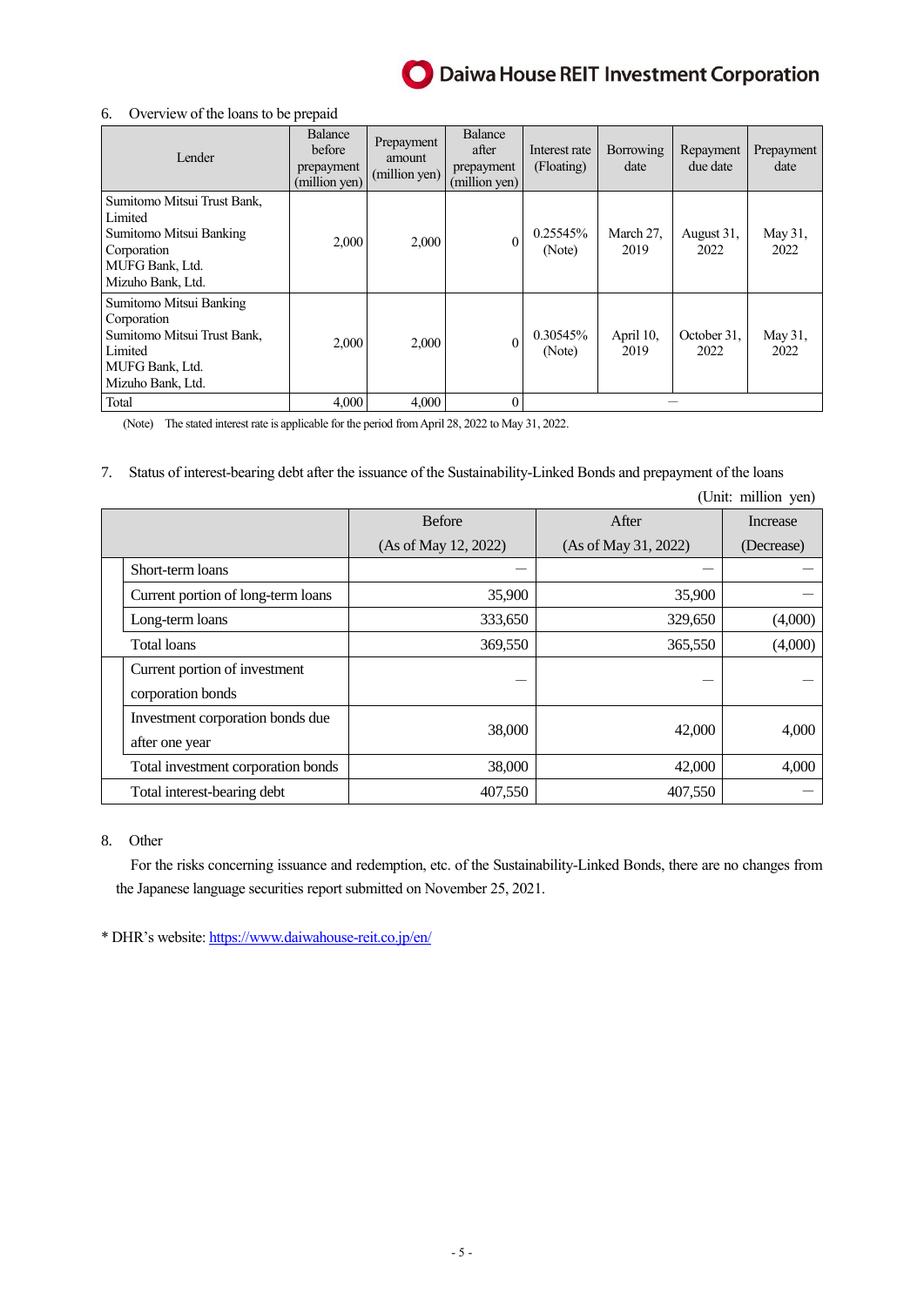6. Overview of the loans to be prepaid

| Lender | Balance before prepayment (million yen) | Prepayment amount (million yen) | Balance after prepayment (million yen) | Interest rate (Floating) | Borrowing date | Repayment due date | Prepayment date |
|---|---|---|---|---|---|---|---|
| Sumitomo Mitsui Trust Bank, Limited<br>Sumitomo Mitsui Banking Corporation<br>MUFG Bank, Ltd.<br>Mizuho Bank, Ltd. | 2,000 | 2,000 | 0 | 0.25545% (Note) | March 27, 2019 | August 31, 2022 | May 31, 2022 |
| Sumitomo Mitsui Banking Corporation<br>Sumitomo Mitsui Trust Bank, Limited<br>MUFG Bank, Ltd.<br>Mizuho Bank, Ltd. | 2,000 | 2,000 | 0 | 0.30545% (Note) | April 10, 2019 | October 31, 2022 | May 31, 2022 |
| Total | 4,000 | 4,000 | 0 | — | | | |

(Note) The stated interest rate is applicable for the period from April 28, 2022 to May 31, 2022.

7. Status of interest-bearing debt after the issuance of the Sustainability-Linked Bonds and prepayment of the loans

(Unit: million yen)

| | Before (As of May 12, 2022) | After (As of May 31, 2022) | Increase (Decrease) |
|---|---|---|---|
| Short-term loans | — | — | — |
| Current portion of long-term loans | 35,900 | 35,900 | — |
| Long-term loans | 333,650 | 329,650 | (4,000) |
| Total loans | 369,550 | 365,550 | (4,000) |
| Current portion of investment corporation bonds | — | — | — |
| Investment corporation bonds due after one year | 38,000 | 42,000 | 4,000 |
| Total investment corporation bonds | 38,000 | 42,000 | 4,000 |
| Total interest-bearing debt | 407,550 | 407,550 | — |

8. Other

For the risks concerning issuance and redemption, etc. of the Sustainability-Linked Bonds, there are no changes from the Japanese language securities report submitted on November 25, 2021.

* DHR's website: https://www.daiwahouse-reit.co.jp/en/